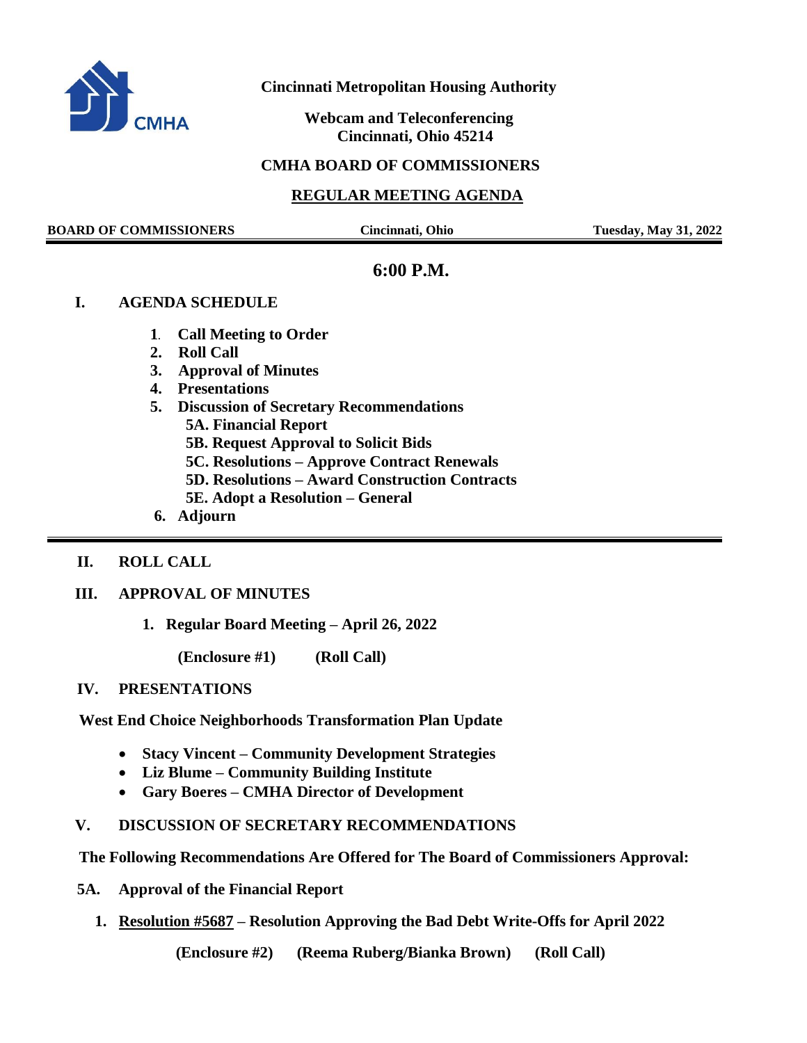**Cincinnati Metropolitan Housing Authority**

**Webcam and Teleconferencing**
**Cincinnati, Ohio 45214**

**CMHA BOARD OF COMMISSIONERS**

**REGULAR MEETING AGENDA**

**BOARD OF COMMISSIONERS** | **Cincinnati, Ohio** | **Tuesday, May 31, 2022**

**6:00 P.M.**

## I. AGENDA SCHEDULE

1. **Call Meeting to Order**
2. **Roll Call**
3. **Approval of Minutes**
4. **Presentations**
5. **Discussion of Secretary Recommendations**
   - **5A. Financial Report**
   - **5B. Request Approval to Solicit Bids**
   - **5C. Resolutions – Approve Contract Renewals**
   - **5D. Resolutions – Award Construction Contracts**
   - **5E. Adopt a Resolution – General**
6. **Adjourn**

## II. ROLL CALL

## III. APPROVAL OF MINUTES

1. **Regular Board Meeting – April 26, 2022**

   **(Enclosure #1)** **(Roll Call)**

## IV. PRESENTATIONS

**West End Choice Neighborhoods Transformation Plan Update**

- **Stacy Vincent – Community Development Strategies**
- **Liz Blume – Community Building Institute**
- **Gary Boeres – CMHA Director of Development**

## V. DISCUSSION OF SECRETARY RECOMMENDATIONS

**The Following Recommendations Are Offered for The Board of Commissioners Approval:**

### 5A. Approval of the Financial Report

1. **Resolution #5687 – Resolution Approving the Bad Debt Write-Offs for April 2022**

   **(Enclosure #2)** **(Reema Ruberg/Bianka Brown)** **(Roll Call)**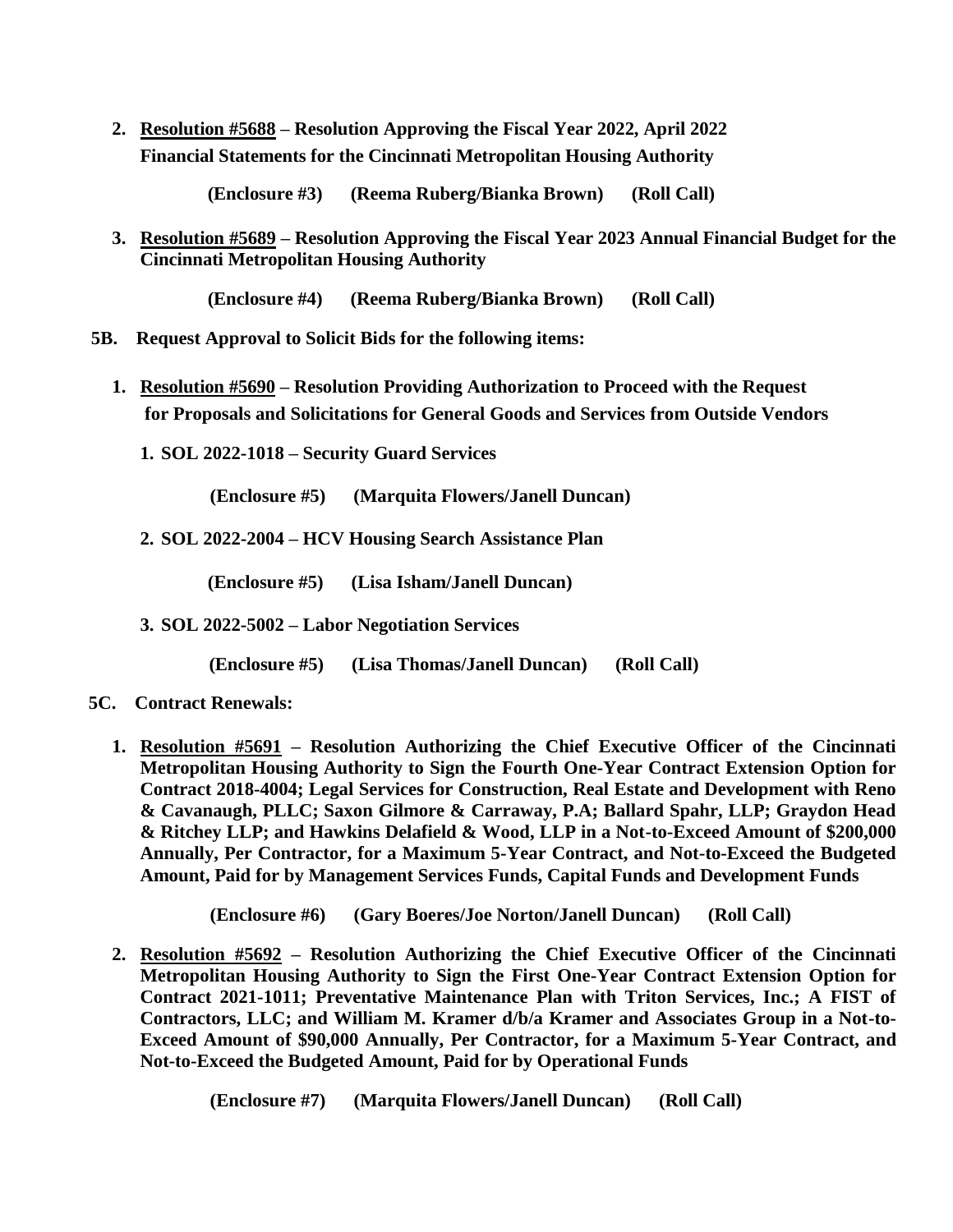2. **<u>Resolution #5688</u> – Resolution Approving the Fiscal Year 2022, April 2022 Financial Statements for the Cincinnati Metropolitan Housing Authority**

   **(Enclosure #3) (Reema Ruberg/Bianka Brown) (Roll Call)**

3. **<u>Resolution #5689</u> – Resolution Approving the Fiscal Year 2023 Annual Financial Budget for the Cincinnati Metropolitan Housing Authority**

   **(Enclosure #4) (Reema Ruberg/Bianka Brown) (Roll Call)**

**5B. Request Approval to Solicit Bids for the following items:**

1. **<u>Resolution #5690</u> – Resolution Providing Authorization to Proceed with the Request for Proposals and Solicitations for General Goods and Services from Outside Vendors**

   1. **SOL 2022-1018 – Security Guard Services**

      **(Enclosure #5) (Marquita Flowers/Janell Duncan)**

   2. **SOL 2022-2004 – HCV Housing Search Assistance Plan**

      **(Enclosure #5) (Lisa Isham/Janell Duncan)**

   3. **SOL 2022-5002 – Labor Negotiation Services**

      **(Enclosure #5) (Lisa Thomas/Janell Duncan) (Roll Call)**

**5C. Contract Renewals:**

1. **<u>Resolution #5691</u> – Resolution Authorizing the Chief Executive Officer of the Cincinnati Metropolitan Housing Authority to Sign the Fourth One-Year Contract Extension Option for Contract 2018-4004; Legal Services for Construction, Real Estate and Development with Reno & Cavanaugh, PLLC; Saxon Gilmore & Carraway, P.A; Ballard Spahr, LLP; Graydon Head & Ritchey LLP; and Hawkins Delafield & Wood, LLP in a Not-to-Exceed Amount of $200,000 Annually, Per Contractor, for a Maximum 5-Year Contract, and Not-to-Exceed the Budgeted Amount, Paid for by Management Services Funds, Capital Funds and Development Funds**

   **(Enclosure #6) (Gary Boeres/Joe Norton/Janell Duncan) (Roll Call)**

2. **<u>Resolution #5692</u> – Resolution Authorizing the Chief Executive Officer of the Cincinnati Metropolitan Housing Authority to Sign the First One-Year Contract Extension Option for Contract 2021-1011; Preventative Maintenance Plan with Triton Services, Inc.; A FIST of Contractors, LLC; and William M. Kramer d/b/a Kramer and Associates Group in a Not-to-Exceed Amount of $90,000 Annually, Per Contractor, for a Maximum 5-Year Contract, and Not-to-Exceed the Budgeted Amount, Paid for by Operational Funds**

   **(Enclosure #7) (Marquita Flowers/Janell Duncan) (Roll Call)**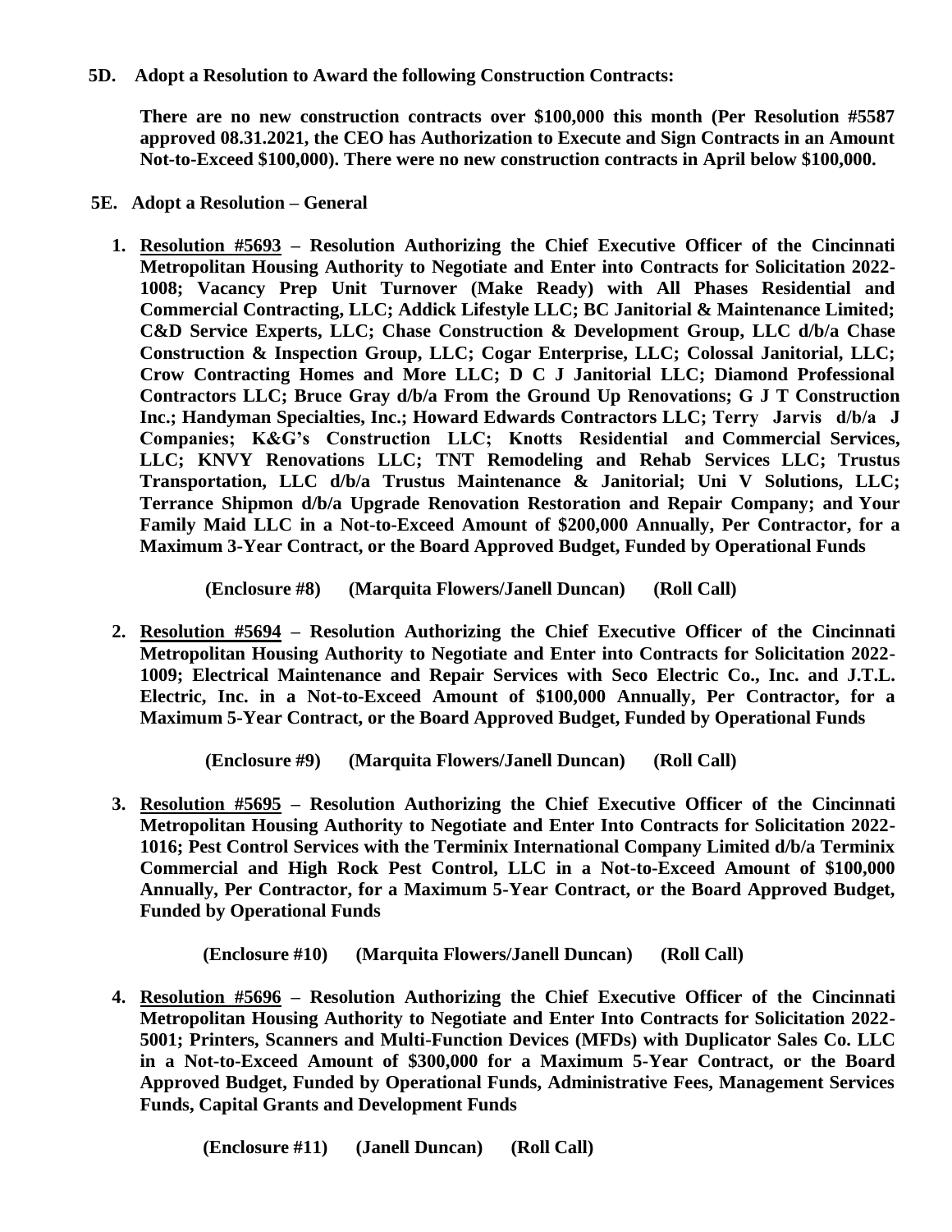**5D. Adopt a Resolution to Award the following Construction Contracts:**

**There are no new construction contracts over $100,000 this month (Per Resolution #5587 approved 08.31.2021, the CEO has Authorization to Execute and Sign Contracts in an Amount Not-to-Exceed $100,000). There were no new construction contracts in April below $100,000.**

**5E. Adopt a Resolution – General**

1. **Resolution #5693 – Resolution Authorizing the Chief Executive Officer of the Cincinnati Metropolitan Housing Authority to Negotiate and Enter into Contracts for Solicitation 2022-1008; Vacancy Prep Unit Turnover (Make Ready) with All Phases Residential and Commercial Contracting, LLC; Addick Lifestyle LLC; BC Janitorial & Maintenance Limited; C&D Service Experts, LLC; Chase Construction & Development Group, LLC d/b/a Chase Construction & Inspection Group, LLC; Cogar Enterprise, LLC; Colossal Janitorial, LLC; Crow Contracting Homes and More LLC; D C J Janitorial LLC; Diamond Professional Contractors LLC; Bruce Gray d/b/a From the Ground Up Renovations; G J T Construction Inc.; Handyman Specialties, Inc.; Howard Edwards Contractors LLC; Terry Jarvis d/b/a J Companies; K&G's Construction LLC; Knotts Residential and Commercial Services, LLC; KNVY Renovations LLC; TNT Remodeling and Rehab Services LLC; Trustus Transportation, LLC d/b/a Trustus Maintenance & Janitorial; Uni V Solutions, LLC; Terrance Shipmon d/b/a Upgrade Renovation Restoration and Repair Company; and Your Family Maid LLC in a Not-to-Exceed Amount of $200,000 Annually, Per Contractor, for a Maximum 3-Year Contract, or the Board Approved Budget, Funded by Operational Funds**

   **(Enclosure #8) (Marquita Flowers/Janell Duncan) (Roll Call)**

2. **Resolution #5694 – Resolution Authorizing the Chief Executive Officer of the Cincinnati Metropolitan Housing Authority to Negotiate and Enter into Contracts for Solicitation 2022-1009; Electrical Maintenance and Repair Services with Seco Electric Co., Inc. and J.T.L. Electric, Inc. in a Not-to-Exceed Amount of $100,000 Annually, Per Contractor, for a Maximum 5-Year Contract, or the Board Approved Budget, Funded by Operational Funds**

   **(Enclosure #9) (Marquita Flowers/Janell Duncan) (Roll Call)**

3. **Resolution #5695 – Resolution Authorizing the Chief Executive Officer of the Cincinnati Metropolitan Housing Authority to Negotiate and Enter Into Contracts for Solicitation 2022-1016; Pest Control Services with the Terminix International Company Limited d/b/a Terminix Commercial and High Rock Pest Control, LLC in a Not-to-Exceed Amount of $100,000 Annually, Per Contractor, for a Maximum 5-Year Contract, or the Board Approved Budget, Funded by Operational Funds**

   **(Enclosure #10) (Marquita Flowers/Janell Duncan) (Roll Call)**

4. **Resolution #5696 – Resolution Authorizing the Chief Executive Officer of the Cincinnati Metropolitan Housing Authority to Negotiate and Enter Into Contracts for Solicitation 2022-5001; Printers, Scanners and Multi-Function Devices (MFDs) with Duplicator Sales Co. LLC in a Not-to-Exceed Amount of $300,000 for a Maximum 5-Year Contract, or the Board Approved Budget, Funded by Operational Funds, Administrative Fees, Management Services Funds, Capital Grants and Development Funds**

   **(Enclosure #11) (Janell Duncan) (Roll Call)**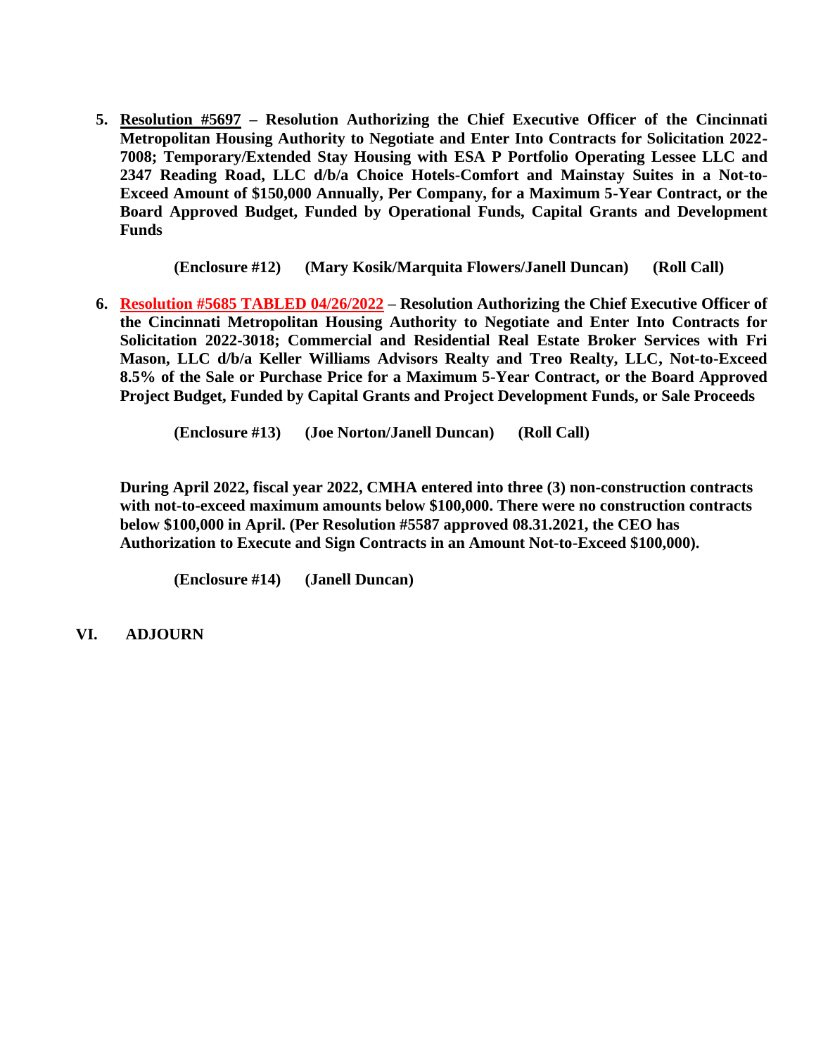5. **<u>Resolution #5697</u> – Resolution Authorizing the Chief Executive Officer of the Cincinnati Metropolitan Housing Authority to Negotiate and Enter Into Contracts for Solicitation 2022-7008; Temporary/Extended Stay Housing with ESA P Portfolio Operating Lessee LLC and 2347 Reading Road, LLC d/b/a Choice Hotels-Comfort and Mainstay Suites in a Not-to-Exceed Amount of $150,000 Annually, Per Company, for a Maximum 5-Year Contract, or the Board Approved Budget, Funded by Operational Funds, Capital Grants and Development Funds**

   **(Enclosure #12) (Mary Kosik/Marquita Flowers/Janell Duncan) (Roll Call)**

6. **<u>Resolution #5685 TABLED 04/26/2022</u> – Resolution Authorizing the Chief Executive Officer of the Cincinnati Metropolitan Housing Authority to Negotiate and Enter Into Contracts for Solicitation 2022-3018; Commercial and Residential Real Estate Broker Services with Fri Mason, LLC d/b/a Keller Williams Advisors Realty and Treo Realty, LLC, Not-to-Exceed 8.5% of the Sale or Purchase Price for a Maximum 5-Year Contract, or the Board Approved Project Budget, Funded by Capital Grants and Project Development Funds, or Sale Proceeds**

   **(Enclosure #13) (Joe Norton/Janell Duncan) (Roll Call)**

**During April 2022, fiscal year 2022, CMHA entered into three (3) non-construction contracts with not-to-exceed maximum amounts below $100,000. There were no construction contracts below $100,000 in April. (Per Resolution #5587 approved 08.31.2021, the CEO has Authorization to Execute and Sign Contracts in an Amount Not-to-Exceed $100,000).**

**(Enclosure #14) (Janell Duncan)**

## VI. ADJOURN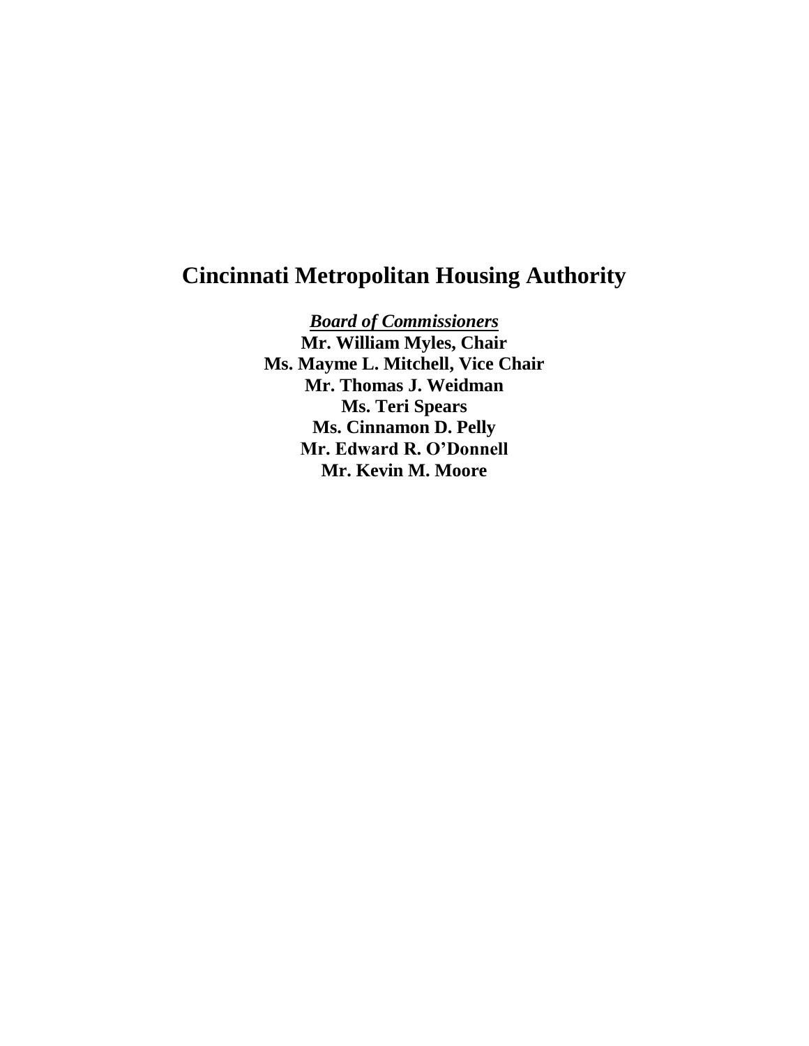# Cincinnati Metropolitan Housing Authority

***Board of Commissioners***

**Mr. William Myles, Chair**
**Ms. Mayme L. Mitchell, Vice Chair**
**Mr. Thomas J. Weidman**
**Ms. Teri Spears**
**Ms. Cinnamon D. Pelly**
**Mr. Edward R. O'Donnell**
**Mr. Kevin M. Moore**